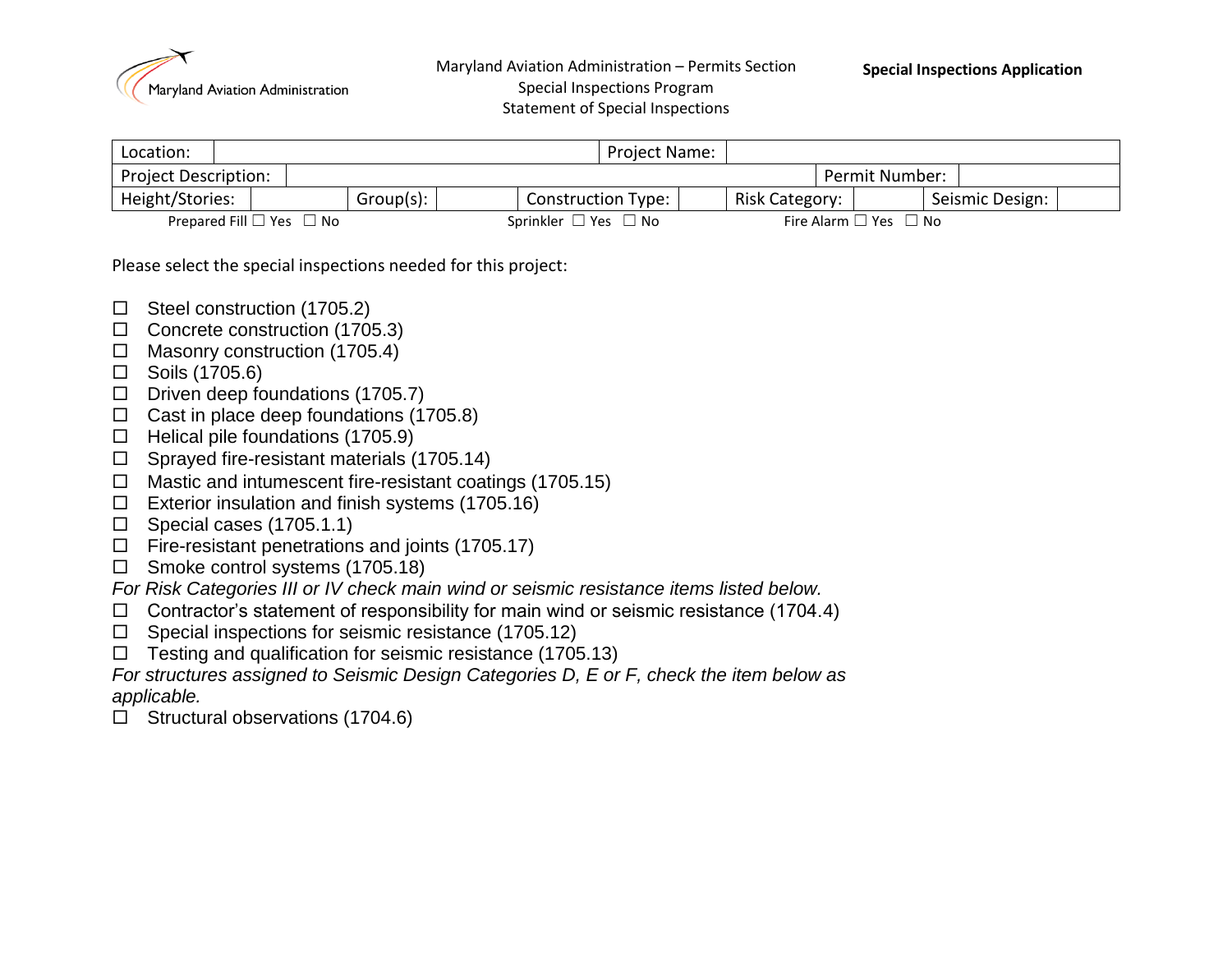Maryland Aviation Administration

Maryland Aviation Administration – Permits Section
Special Inspections Program
Statement of Special Inspections

**Special Inspections Application**

| Location: | | Project Name: | | | | | | | |
|---|---|---|---|---|---|---|---|---|---|
| Project Description: | | | | | | Permit Number: | | | |
| Height/Stories: | | Group(s): | | Construction Type: | | Risk Category: | | Seismic Design: | |

Prepared Fill ☐ Yes ☐ No    Sprinkler ☐ Yes ☐ No    Fire Alarm ☐ Yes ☐ No

Please select the special inspections needed for this project:

- ☐ Steel construction (1705.2)
- ☐ Concrete construction (1705.3)
- ☐ Masonry construction (1705.4)
- ☐ Soils (1705.6)
- ☐ Driven deep foundations (1705.7)
- ☐ Cast in place deep foundations (1705.8)
- ☐ Helical pile foundations (1705.9)
- ☐ Sprayed fire-resistant materials (1705.14)
- ☐ Mastic and intumescent fire-resistant coatings (1705.15)
- ☐ Exterior insulation and finish systems (1705.16)
- ☐ Special cases (1705.1.1)
- ☐ Fire-resistant penetrations and joints (1705.17)
- ☐ Smoke control systems (1705.18)

*For Risk Categories III or IV check main wind or seismic resistance items listed below.*

- ☐ Contractor's statement of responsibility for main wind or seismic resistance (1704.4)
- ☐ Special inspections for seismic resistance (1705.12)
- ☐ Testing and qualification for seismic resistance (1705.13)

*For structures assigned to Seismic Design Categories D, E or F, check the item below as applicable.*

- ☐ Structural observations (1704.6)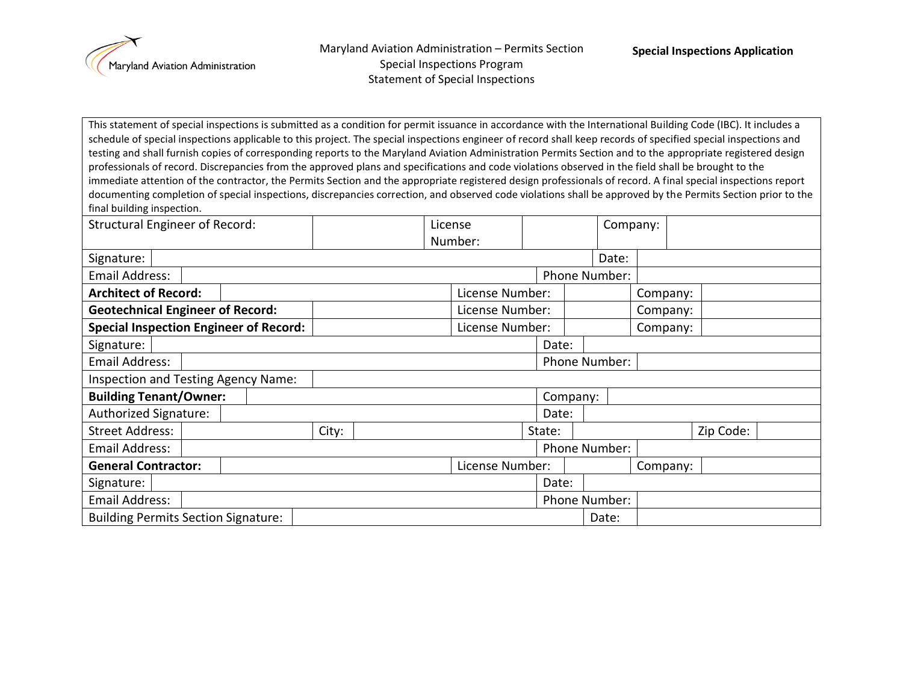Maryland Aviation Administration – Permits Section
Special Inspections Program
Statement of Special Inspections

**Special Inspections Application**

This statement of special inspections is submitted as a condition for permit issuance in accordance with the International Building Code (IBC). It includes a schedule of special inspections applicable to this project. The special inspections engineer of record shall keep records of specified special inspections and testing and shall furnish copies of corresponding reports to the Maryland Aviation Administration Permits Section and to the appropriate registered design professionals of record. Discrepancies from the approved plans and specifications and code violations observed in the field shall be brought to the immediate attention of the contractor, the Permits Section and the appropriate registered design professionals of record. A final special inspections report documenting completion of special inspections, discrepancies correction, and observed code violations shall be approved by the Permits Section prior to the final building inspection.

| | | | | | | | |
|---|---|---|---|---|---|---|---|
| Structural Engineer of Record: | | License Number: | | Company: | | | |
| Signature: | | | | Date: | | | |
| Email Address: | | | | Phone Number: | | | |
| **Architect of Record:** | | License Number: | | Company: | | | |
| **Geotechnical Engineer of Record:** | | License Number: | | Company: | | | |
| **Special Inspection Engineer of Record:** | | License Number: | | Company: | | | |
| Signature: | | | | Date: | | | |
| Email Address: | | | | Phone Number: | | | |
| Inspection and Testing Agency Name: | | | | | | | |
| **Building Tenant/Owner:** | | | | Company: | | | |
| Authorized Signature: | | | | Date: | | | |
| Street Address: | | City: | | State: | | Zip Code: | |
| Email Address: | | | | Phone Number: | | | |
| **General Contractor:** | | License Number: | | Company: | | | |
| Signature: | | | | Date: | | | |
| Email Address: | | | | Phone Number: | | | |
| Building Permits Section Signature: | | | | Date: | | | |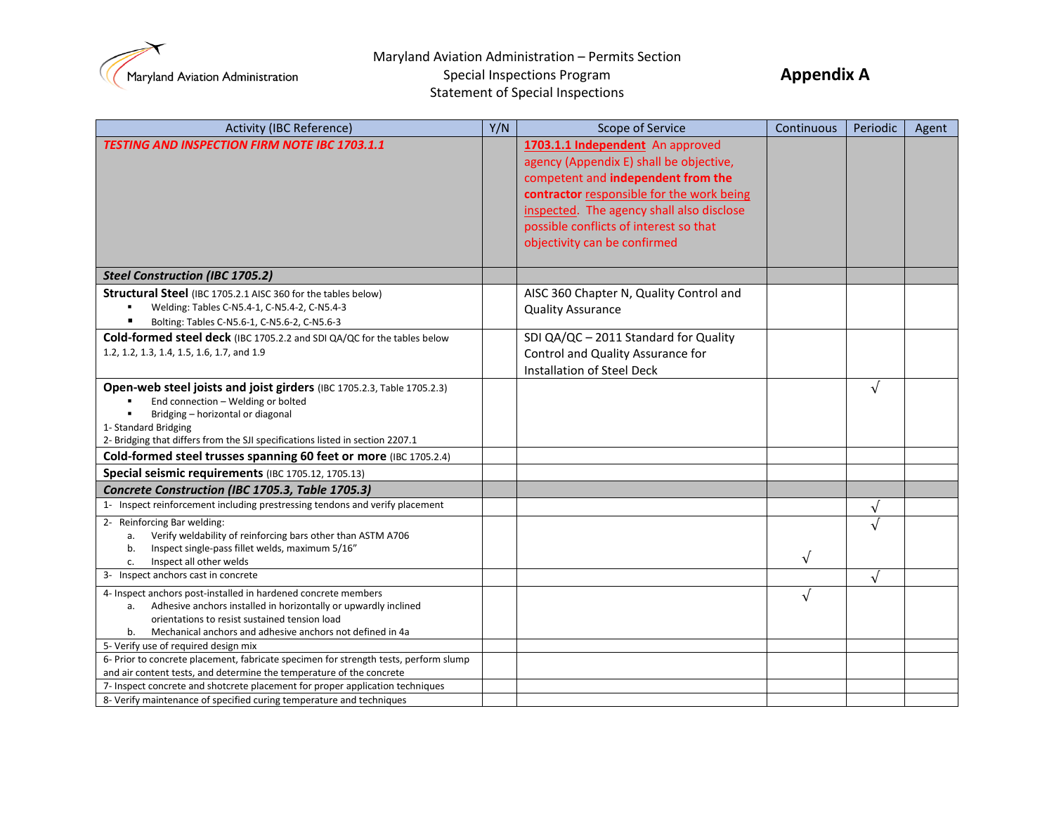Maryland Aviation Administration – Permits Section
Special Inspections Program
Statement of Special Inspections

## Appendix A

| Activity (IBC Reference) | Y/N | Scope of Service | Continuous | Periodic | Agent |
|---|---|---|---|---|---|
| ***TESTING AND INSPECTION FIRM NOTE IBC 1703.1.1*** | | **1703.1.1 Independent** An approved agency (Appendix E) shall be objective, competent and **independent from the contractor** responsible for the work being inspected. The agency shall also disclose possible conflicts of interest so that objectivity can be confirmed | | | |
| ***Steel Construction (IBC 1705.2)*** | | | | | |
| **Structural Steel** (IBC 1705.2.1 AISC 360 for the tables below)<br>▪ Welding: Tables C-N5.4-1, C-N5.4-2, C-N5.4-3<br>▪ Bolting: Tables C-N5.6-1, C-N5.6-2, C-N5.6-3 | | AISC 360 Chapter N, Quality Control and Quality Assurance | | | |
| **Cold-formed steel deck** (IBC 1705.2.2 and SDI QA/QC for the tables below 1.2, 1.2, 1.3, 1.4, 1.5, 1.6, 1.7, and 1.9 | | SDI QA/QC – 2011 Standard for Quality Control and Quality Assurance for Installation of Steel Deck | | | |
| **Open-web steel joists and joist girders** (IBC 1705.2.3, Table 1705.2.3)<br>▪ End connection – Welding or bolted<br>▪ Bridging – horizontal or diagonal<br>1- Standard Bridging<br>2- Bridging that differs from the SJI specifications listed in section 2207.1 | | | | √ | |
| **Cold-formed steel trusses spanning 60 feet or more** (IBC 1705.2.4) | | | | | |
| **Special seismic requirements** (IBC 1705.12, 1705.13) | | | | | |
| ***Concrete Construction (IBC 1705.3, Table 1705.3)*** | | | | | |
| 1- Inspect reinforcement including prestressing tendons and verify placement | | | | √ | |
| 2- Reinforcing Bar welding:<br>a. Verify weldability of reinforcing bars other than ASTM A706<br>b. Inspect single-pass fillet welds, maximum 5/16"<br>c. Inspect all other welds | | | √ | √ | |
| 3- Inspect anchors cast in concrete | | | | √ | |
| 4- Inspect anchors post-installed in hardened concrete members<br>a. Adhesive anchors installed in horizontally or upwardly inclined orientations to resist sustained tension load<br>b. Mechanical anchors and adhesive anchors not defined in 4a | | | √ | | |
| 5- Verify use of required design mix | | | | | |
| 6- Prior to concrete placement, fabricate specimen for strength tests, perform slump and air content tests, and determine the temperature of the concrete | | | | | |
| 7- Inspect concrete and shotcrete placement for proper application techniques | | | | | |
| 8- Verify maintenance of specified curing temperature and techniques | | | | | |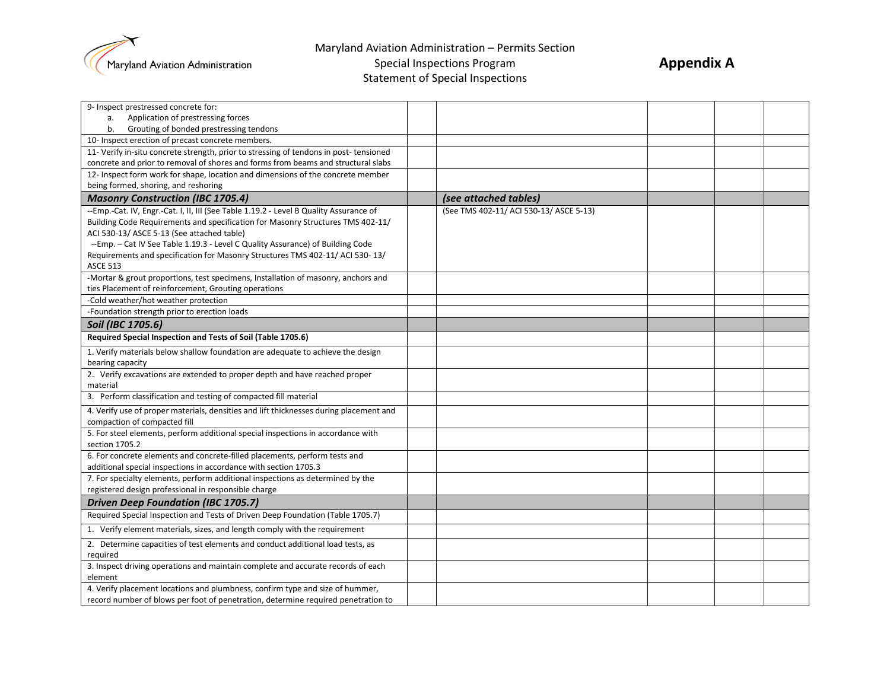| | | | | | |
|---|---|---|---|---|---|
| 9- Inspect prestressed concrete for:<br>a. Application of prestressing forces<br>b. Grouting of bonded prestressing tendons | | | | | |
| 10- Inspect erection of precast concrete members. | | | | | |
| 11- Verify in-situ concrete strength, prior to stressing of tendons in post- tensioned concrete and prior to removal of shores and forms from beams and structural slabs | | | | | |
| 12- Inspect form work for shape, location and dimensions of the concrete member being formed, shoring, and reshoring | | | | | |
| ***Masonry Construction (IBC 1705.4)*** | | ***(see attached tables)*** | | | |
| --Emp.-Cat. IV, Engr.-Cat. I, II, III (See Table 1.19.2 - Level B Quality Assurance of Building Code Requirements and specification for Masonry Structures TMS 402-11/ ACI 530-13/ ASCE 5-13 (See attached table)<br>--Emp. – Cat IV See Table 1.19.3 - Level C Quality Assurance) of Building Code Requirements and specification for Masonry Structures TMS 402-11/ ACI 530- 13/ ASCE 513 | | (See TMS 402-11/ ACI 530-13/ ASCE 5-13) | | | |
| -Mortar & grout proportions, test specimens, Installation of masonry, anchors and ties Placement of reinforcement, Grouting operations | | | | | |
| -Cold weather/hot weather protection | | | | | |
| -Foundation strength prior to erection loads | | | | | |
| ***Soil (IBC 1705.6)*** | | | | | |
| **Required Special Inspection and Tests of Soil (Table 1705.6)** | | | | | |
| 1. Verify materials below shallow foundation are adequate to achieve the design bearing capacity | | | | | |
| 2. Verify excavations are extended to proper depth and have reached proper material | | | | | |
| 3. Perform classification and testing of compacted fill material | | | | | |
| 4. Verify use of proper materials, densities and lift thicknesses during placement and compaction of compacted fill | | | | | |
| 5. For steel elements, perform additional special inspections in accordance with section 1705.2 | | | | | |
| 6. For concrete elements and concrete-filled placements, perform tests and additional special inspections in accordance with section 1705.3 | | | | | |
| 7. For specialty elements, perform additional inspections as determined by the registered design professional in responsible charge | | | | | |
| ***Driven Deep Foundation (IBC 1705.7)*** | | | | | |
| Required Special Inspection and Tests of Driven Deep Foundation (Table 1705.7) | | | | | |
| 1. Verify element materials, sizes, and length comply with the requirement | | | | | |
| 2. Determine capacities of test elements and conduct additional load tests, as required | | | | | |
| 3. Inspect driving operations and maintain complete and accurate records of each element | | | | | |
| 4. Verify placement locations and plumbness, confirm type and size of hummer, record number of blows per foot of penetration, determine required penetration to | | | | | |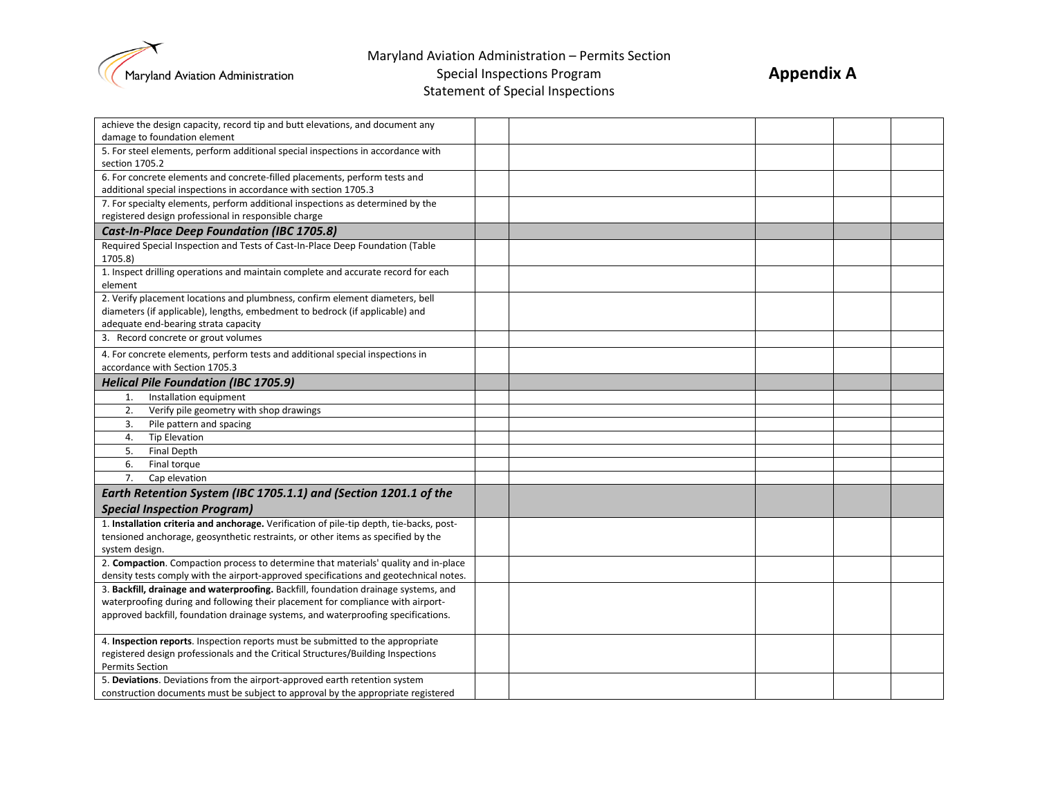| | | | | | |
|---|---|---|---|---|---|
| achieve the design capacity, record tip and butt elevations, and document any damage to foundation element | | | | | |
| 5. For steel elements, perform additional special inspections in accordance with section 1705.2 | | | | | |
| 6. For concrete elements and concrete-filled placements, perform tests and additional special inspections in accordance with section 1705.3 | | | | | |
| 7. For specialty elements, perform additional inspections as determined by the registered design professional in responsible charge | | | | | |
| ***Cast-In-Place Deep Foundation (IBC 1705.8)*** | | | | | |
| Required Special Inspection and Tests of Cast-In-Place Deep Foundation (Table 1705.8) | | | | | |
| 1. Inspect drilling operations and maintain complete and accurate record for each element | | | | | |
| 2. Verify placement locations and plumbness, confirm element diameters, bell diameters (if applicable), lengths, embedment to bedrock (if applicable) and adequate end-bearing strata capacity | | | | | |
| 3. Record concrete or grout volumes | | | | | |
| 4. For concrete elements, perform tests and additional special inspections in accordance with Section 1705.3 | | | | | |
| ***Helical Pile Foundation (IBC 1705.9)*** | | | | | |
| 1. Installation equipment | | | | | |
| 2. Verify pile geometry with shop drawings | | | | | |
| 3. Pile pattern and spacing | | | | | |
| 4. Tip Elevation | | | | | |
| 5. Final Depth | | | | | |
| 6. Final torque | | | | | |
| 7. Cap elevation | | | | | |
| ***Earth Retention System (IBC 1705.1.1) and (Section 1201.1 of the Special Inspection Program)*** | | | | | |
| 1. **Installation criteria and anchorage.** Verification of pile-tip depth, tie-backs, post-tensioned anchorage, geosynthetic restraints, or other items as specified by the system design. | | | | | |
| 2. **Compaction**. Compaction process to determine that materials' quality and in-place density tests comply with the airport-approved specifications and geotechnical notes. | | | | | |
| 3. **Backfill, drainage and waterproofing.** Backfill, foundation drainage systems, and waterproofing during and following their placement for compliance with airport-approved backfill, foundation drainage systems, and waterproofing specifications. | | | | | |
| 4. **Inspection reports**. Inspection reports must be submitted to the appropriate registered design professionals and the Critical Structures/Building Inspections Permits Section | | | | | |
| 5. **Deviations**. Deviations from the airport-approved earth retention system construction documents must be subject to approval by the appropriate registered | | | | | |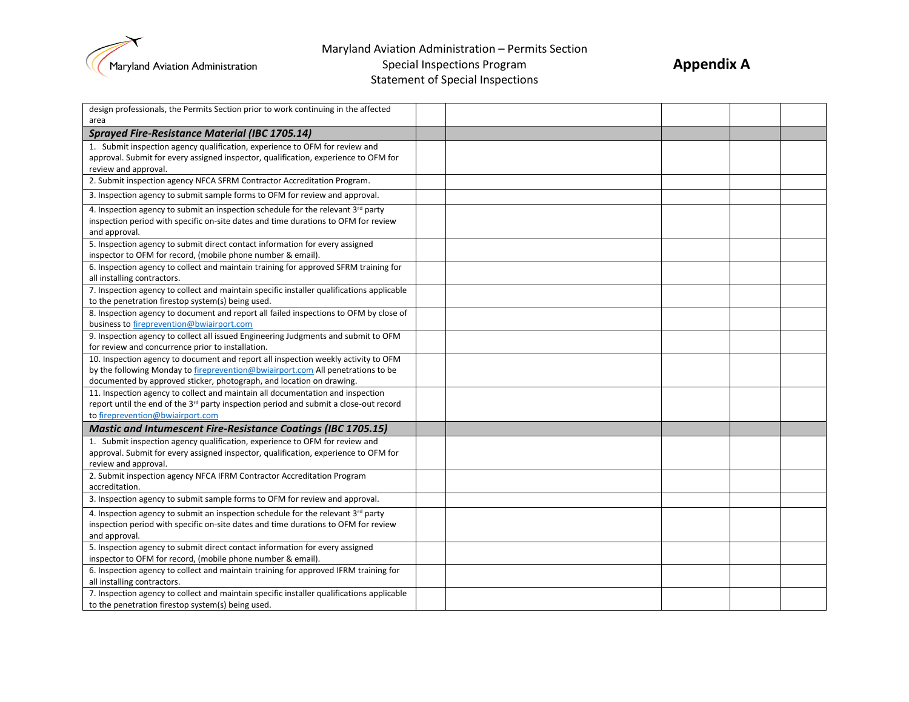| | | | | | |
|---|---|---|---|---|---|
| design professionals, the Permits Section prior to work continuing in the affected area | | | | | |
| ***Sprayed Fire-Resistance Material (IBC 1705.14)*** | | | | | |
| 1. Submit inspection agency qualification, experience to OFM for review and approval. Submit for every assigned inspector, qualification, experience to OFM for review and approval. | | | | | |
| 2. Submit inspection agency NFCA SFRM Contractor Accreditation Program. | | | | | |
| 3. Inspection agency to submit sample forms to OFM for review and approval. | | | | | |
| 4. Inspection agency to submit an inspection schedule for the relevant 3rd party inspection period with specific on-site dates and time durations to OFM for review and approval. | | | | | |
| 5. Inspection agency to submit direct contact information for every assigned inspector to OFM for record, (mobile phone number & email). | | | | | |
| 6. Inspection agency to collect and maintain training for approved SFRM training for all installing contractors. | | | | | |
| 7. Inspection agency to collect and maintain specific installer qualifications applicable to the penetration firestop system(s) being used. | | | | | |
| 8. Inspection agency to document and report all failed inspections to OFM by close of business to fireprevention@bwiairport.com | | | | | |
| 9. Inspection agency to collect all issued Engineering Judgments and submit to OFM for review and concurrence prior to installation. | | | | | |
| 10. Inspection agency to document and report all inspection weekly activity to OFM by the following Monday to fireprevention@bwiairport.com All penetrations to be documented by approved sticker, photograph, and location on drawing. | | | | | |
| 11. Inspection agency to collect and maintain all documentation and inspection report until the end of the 3rd party inspection period and submit a close-out record to fireprevention@bwiairport.com | | | | | |
| ***Mastic and Intumescent Fire-Resistance Coatings (IBC 1705.15)*** | | | | | |
| 1. Submit inspection agency qualification, experience to OFM for review and approval. Submit for every assigned inspector, qualification, experience to OFM for review and approval. | | | | | |
| 2. Submit inspection agency NFCA IFRM Contractor Accreditation Program accreditation. | | | | | |
| 3. Inspection agency to submit sample forms to OFM for review and approval. | | | | | |
| 4. Inspection agency to submit an inspection schedule for the relevant 3rd party inspection period with specific on-site dates and time durations to OFM for review and approval. | | | | | |
| 5. Inspection agency to submit direct contact information for every assigned inspector to OFM for record, (mobile phone number & email). | | | | | |
| 6. Inspection agency to collect and maintain training for approved IFRM training for all installing contractors. | | | | | |
| 7. Inspection agency to collect and maintain specific installer qualifications applicable to the penetration firestop system(s) being used. | | | | | |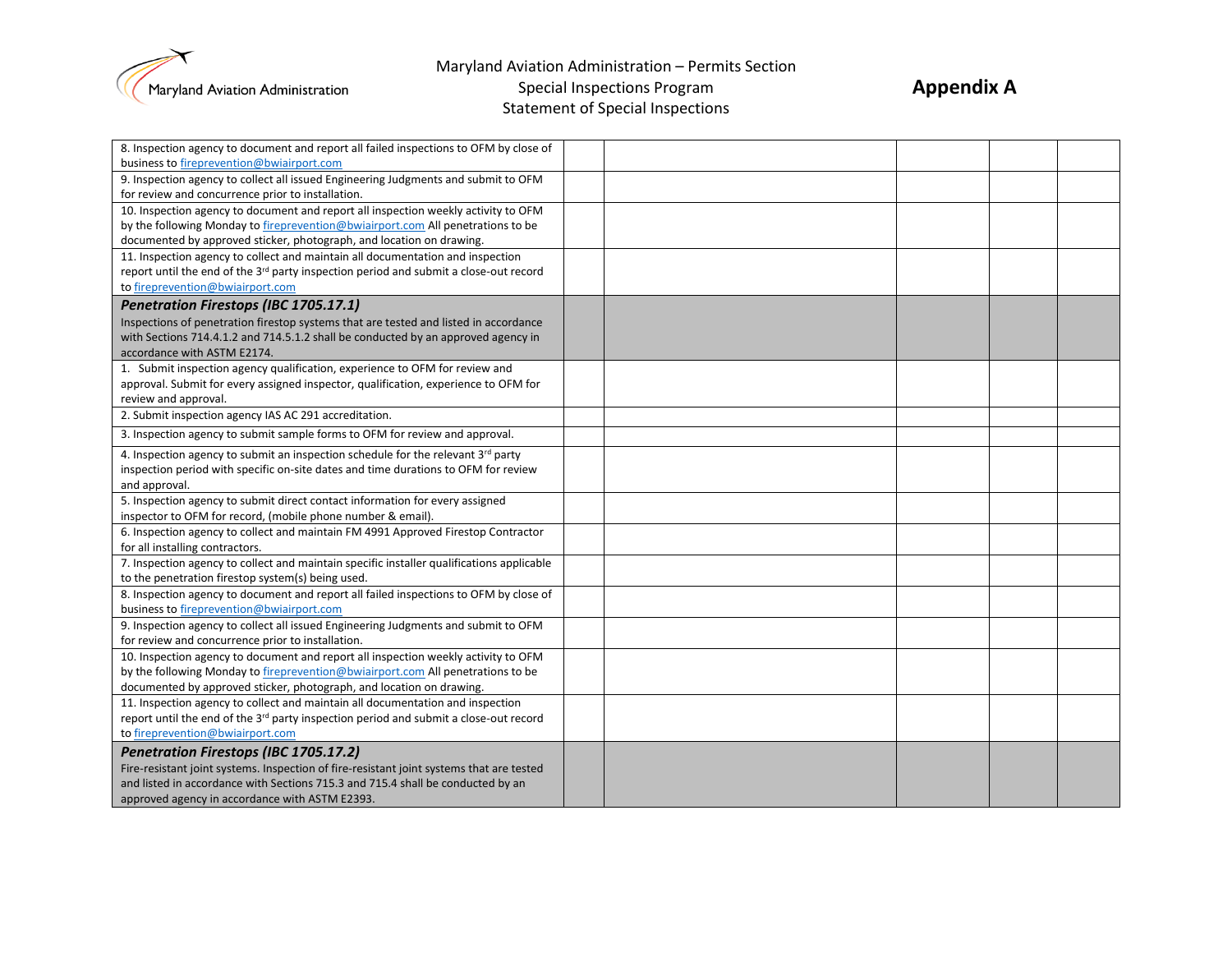| | | | | | |
|---|---|---|---|---|---|
| 8. Inspection agency to document and report all failed inspections to OFM by close of business to fireprevention@bwiairport.com | | | | | |
| 9. Inspection agency to collect all issued Engineering Judgments and submit to OFM for review and concurrence prior to installation. | | | | | |
| 10. Inspection agency to document and report all inspection weekly activity to OFM by the following Monday to fireprevention@bwiairport.com All penetrations to be documented by approved sticker, photograph, and location on drawing. | | | | | |
| 11. Inspection agency to collect and maintain all documentation and inspection report until the end of the 3rd party inspection period and submit a close-out record to fireprevention@bwiairport.com | | | | | |
| ***Penetration Firestops (IBC 1705.17.1)*** Inspections of penetration firestop systems that are tested and listed in accordance with Sections 714.4.1.2 and 714.5.1.2 shall be conducted by an approved agency in accordance with ASTM E2174. | | | | | |
| 1. Submit inspection agency qualification, experience to OFM for review and approval. Submit for every assigned inspector, qualification, experience to OFM for review and approval. | | | | | |
| 2. Submit inspection agency IAS AC 291 accreditation. | | | | | |
| 3. Inspection agency to submit sample forms to OFM for review and approval. | | | | | |
| 4. Inspection agency to submit an inspection schedule for the relevant 3rd party inspection period with specific on-site dates and time durations to OFM for review and approval. | | | | | |
| 5. Inspection agency to submit direct contact information for every assigned inspector to OFM for record, (mobile phone number & email). | | | | | |
| 6. Inspection agency to collect and maintain FM 4991 Approved Firestop Contractor for all installing contractors. | | | | | |
| 7. Inspection agency to collect and maintain specific installer qualifications applicable to the penetration firestop system(s) being used. | | | | | |
| 8. Inspection agency to document and report all failed inspections to OFM by close of business to fireprevention@bwiairport.com | | | | | |
| 9. Inspection agency to collect all issued Engineering Judgments and submit to OFM for review and concurrence prior to installation. | | | | | |
| 10. Inspection agency to document and report all inspection weekly activity to OFM by the following Monday to fireprevention@bwiairport.com All penetrations to be documented by approved sticker, photograph, and location on drawing. | | | | | |
| 11. Inspection agency to collect and maintain all documentation and inspection report until the end of the 3rd party inspection period and submit a close-out record to fireprevention@bwiairport.com | | | | | |
| ***Penetration Firestops (IBC 1705.17.2)*** Fire-resistant joint systems. Inspection of fire-resistant joint systems that are tested and listed in accordance with Sections 715.3 and 715.4 shall be conducted by an approved agency in accordance with ASTM E2393. | | | | | |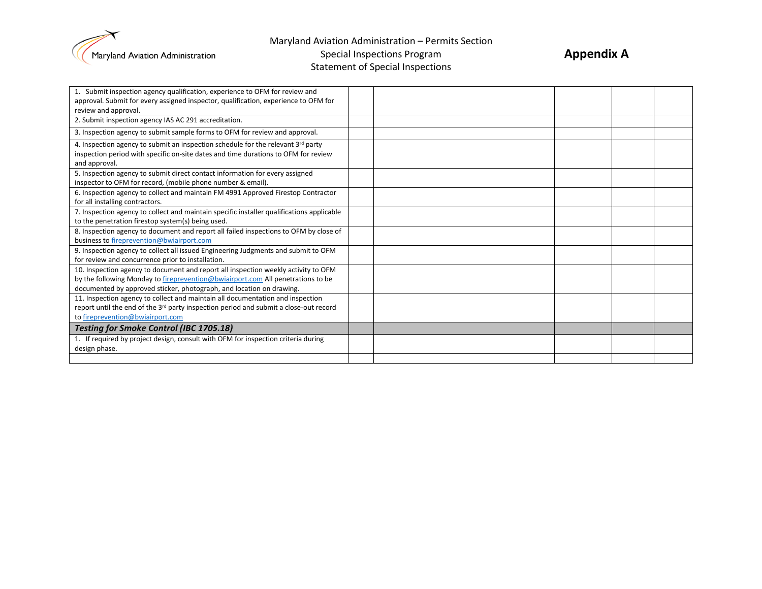Maryland Aviation Administration – Permits Section
Special Inspections Program
Statement of Special Inspections

**Appendix A**

| | | | | | |
|---|---|---|---|---|---|
| 1. Submit inspection agency qualification, experience to OFM for review and approval. Submit for every assigned inspector, qualification, experience to OFM for review and approval. | | | | | |
| 2. Submit inspection agency IAS AC 291 accreditation. | | | | | |
| 3. Inspection agency to submit sample forms to OFM for review and approval. | | | | | |
| 4. Inspection agency to submit an inspection schedule for the relevant 3rd party inspection period with specific on-site dates and time durations to OFM for review and approval. | | | | | |
| 5. Inspection agency to submit direct contact information for every assigned inspector to OFM for record, (mobile phone number & email). | | | | | |
| 6. Inspection agency to collect and maintain FM 4991 Approved Firestop Contractor for all installing contractors. | | | | | |
| 7. Inspection agency to collect and maintain specific installer qualifications applicable to the penetration firestop system(s) being used. | | | | | |
| 8. Inspection agency to document and report all failed inspections to OFM by close of business to fireprevention@bwiairport.com | | | | | |
| 9. Inspection agency to collect all issued Engineering Judgments and submit to OFM for review and concurrence prior to installation. | | | | | |
| 10. Inspection agency to document and report all inspection weekly activity to OFM by the following Monday to fireprevention@bwiairport.com All penetrations to be documented by approved sticker, photograph, and location on drawing. | | | | | |
| 11. Inspection agency to collect and maintain all documentation and inspection report until the end of the 3rd party inspection period and submit a close-out record to fireprevention@bwiairport.com | | | | | |
| ***Testing for Smoke Control (IBC 1705.18)*** | | | | | |
| 1. If required by project design, consult with OFM for inspection criteria during design phase. | | | | | |
| | | | | | |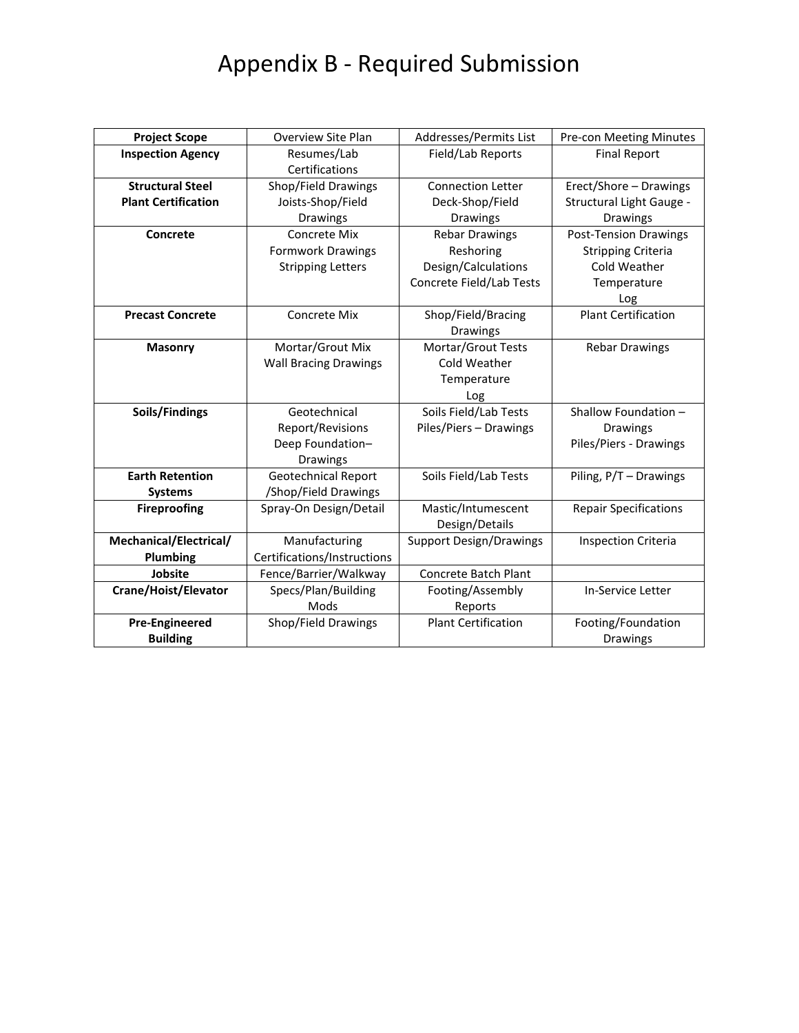# Appendix B - Required Submission

| **Project Scope** | Overview Site Plan | Addresses/Permits List | Pre-con Meeting Minutes |
|---|---|---|---|
| **Inspection Agency** | Resumes/Lab Certifications | Field/Lab Reports | Final Report |
| **Structural Steel Plant Certification** | Shop/Field Drawings<br>Joists-Shop/Field Drawings | Connection Letter<br>Deck-Shop/Field Drawings | Erect/Shore – Drawings<br>Structural Light Gauge - Drawings |
| **Concrete** | Concrete Mix<br>Formwork Drawings<br>Stripping Letters | Rebar Drawings<br>Reshoring Design/Calculations<br>Concrete Field/Lab Tests | Post-Tension Drawings<br>Stripping Criteria<br>Cold Weather Temperature Log |
| **Precast Concrete** | Concrete Mix | Shop/Field/Bracing Drawings | Plant Certification |
| **Masonry** | Mortar/Grout Mix<br>Wall Bracing Drawings | Mortar/Grout Tests<br>Cold Weather Temperature Log | Rebar Drawings |
| **Soils/Findings** | Geotechnical Report/Revisions<br>Deep Foundation– Drawings | Soils Field/Lab Tests<br>Piles/Piers – Drawings | Shallow Foundation – Drawings<br>Piles/Piers - Drawings |
| **Earth Retention Systems** | Geotechnical Report /Shop/Field Drawings | Soils Field/Lab Tests | Piling, P/T – Drawings |
| **Fireproofing** | Spray-On Design/Detail | Mastic/Intumescent Design/Details | Repair Specifications |
| **Mechanical/Electrical/ Plumbing** | Manufacturing Certifications/Instructions | Support Design/Drawings | Inspection Criteria |
| **Jobsite** | Fence/Barrier/Walkway | Concrete Batch Plant | |
| **Crane/Hoist/Elevator** | Specs/Plan/Building Mods | Footing/Assembly Reports | In-Service Letter |
| **Pre-Engineered Building** | Shop/Field Drawings | Plant Certification | Footing/Foundation Drawings |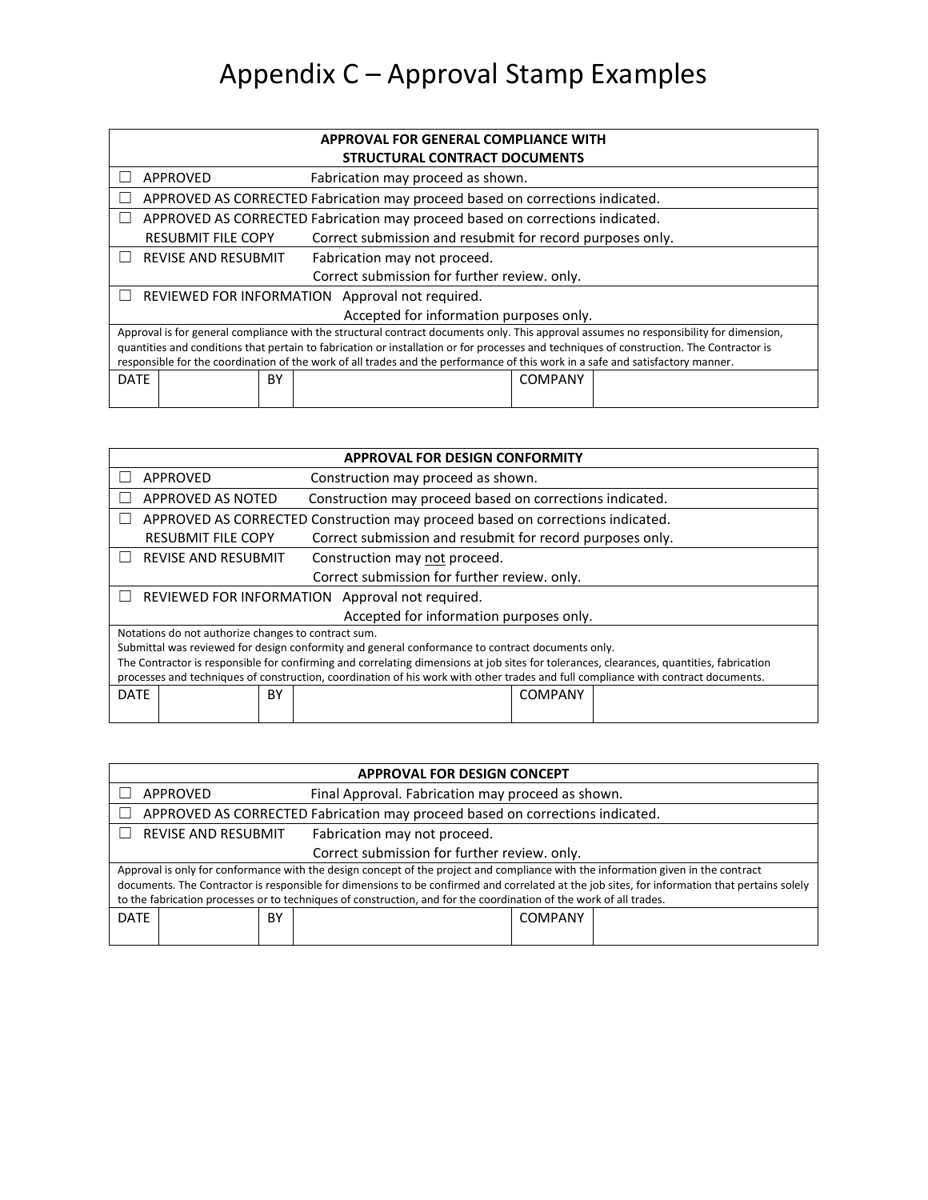# Appendix C – Approval Stamp Examples

| APPROVAL FOR GENERAL COMPLIANCE WITH STRUCTURAL CONTRACT DOCUMENTS | | | | | |
|---|---|---|---|---|---|
| ☐ APPROVED Fabrication may proceed as shown. | | | | | |
| ☐ APPROVED AS CORRECTED Fabrication may proceed based on corrections indicated. | | | | | |
| ☐ APPROVED AS CORRECTED Fabrication may proceed based on corrections indicated.<br>RESUBMIT FILE COPY Correct submission and resubmit for record purposes only. | | | | | |
| ☐ REVISE AND RESUBMIT Fabrication may not proceed.<br>Correct submission for further review. only. | | | | | |
| ☐ REVIEWED FOR INFORMATION Approval not required.<br>Accepted for information purposes only. | | | | | |
| Approval is for general compliance with the structural contract documents only. This approval assumes no responsibility for dimension, quantities and conditions that pertain to fabrication or installation or for processes and techniques of construction. The Contractor is responsible for the coordination of the work of all trades and the performance of this work in a safe and satisfactory manner. | | | | | |
| DATE | | BY | | COMPANY | |

| APPROVAL FOR DESIGN CONFORMITY | | | | | |
|---|---|---|---|---|---|
| ☐ APPROVED Construction may proceed as shown. | | | | | |
| ☐ APPROVED AS NOTED Construction may proceed based on corrections indicated. | | | | | |
| ☐ APPROVED AS CORRECTED Construction may proceed based on corrections indicated.<br>RESUBMIT FILE COPY Correct submission and resubmit for record purposes only. | | | | | |
| ☐ REVISE AND RESUBMIT Construction may not proceed.<br>Correct submission for further review. only. | | | | | |
| ☐ REVIEWED FOR INFORMATION Approval not required.<br>Accepted for information purposes only. | | | | | |
| Notations do not authorize changes to contract sum.<br>Submittal was reviewed for design conformity and general conformance to contract documents only.<br>The Contractor is responsible for confirming and correlating dimensions at job sites for tolerances, clearances, quantities, fabrication processes and techniques of construction, coordination of his work with other trades and full compliance with contract documents. | | | | | |
| DATE | | BY | | COMPANY | |

| APPROVAL FOR DESIGN CONCEPT | | | | | |
|---|---|---|---|---|---|
| ☐ APPROVED Final Approval. Fabrication may proceed as shown. | | | | | |
| ☐ APPROVED AS CORRECTED Fabrication may proceed based on corrections indicated. | | | | | |
| ☐ REVISE AND RESUBMIT Fabrication may not proceed.<br>Correct submission for further review. only. | | | | | |
| Approval is only for conformance with the design concept of the project and compliance with the information given in the contract documents. The Contractor is responsible for dimensions to be confirmed and correlated at the job sites, for information that pertains solely to the fabrication processes or to techniques of construction, and for the coordination of the work of all trades. | | | | | |
| DATE | | BY | | COMPANY | |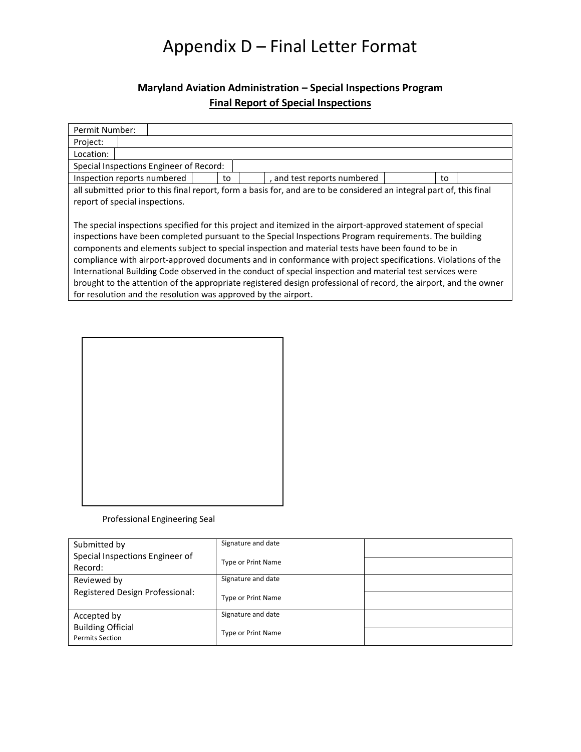# Appendix D – Final Letter Format

**Maryland Aviation Administration – Special Inspections Program**
**<u>Final Report of Special Inspections</u>**

| | | | | | | | |
|---|---|---|---|---|---|---|---|
| Permit Number: | | | | | | | |
| Project: | | | | | | | |
| Location: | | | | | | | |
| Special Inspections Engineer of Record: | | | | | | | |
| Inspection reports numbered | | to | | , and test reports numbered | | to | |

all submitted prior to this final report, form a basis for, and are to be considered an integral part of, this final report of special inspections.

The special inspections specified for this project and itemized in the airport-approved statement of special inspections have been completed pursuant to the Special Inspections Program requirements. The building components and elements subject to special inspection and material tests have been found to be in compliance with airport-approved documents and in conformance with project specifications. Violations of the International Building Code observed in the conduct of special inspection and material test services were brought to the attention of the appropriate registered design professional of record, the airport, and the owner for resolution and the resolution was approved by the airport.

Professional Engineering Seal

| | | |
|---|---|---|
| Submitted by Special Inspections Engineer of Record: | Signature and date | |
| | Type or Print Name | |
| Reviewed by Registered Design Professional: | Signature and date | |
| | Type or Print Name | |
| Accepted by Building Official Permits Section | Signature and date | |
| | Type or Print Name | |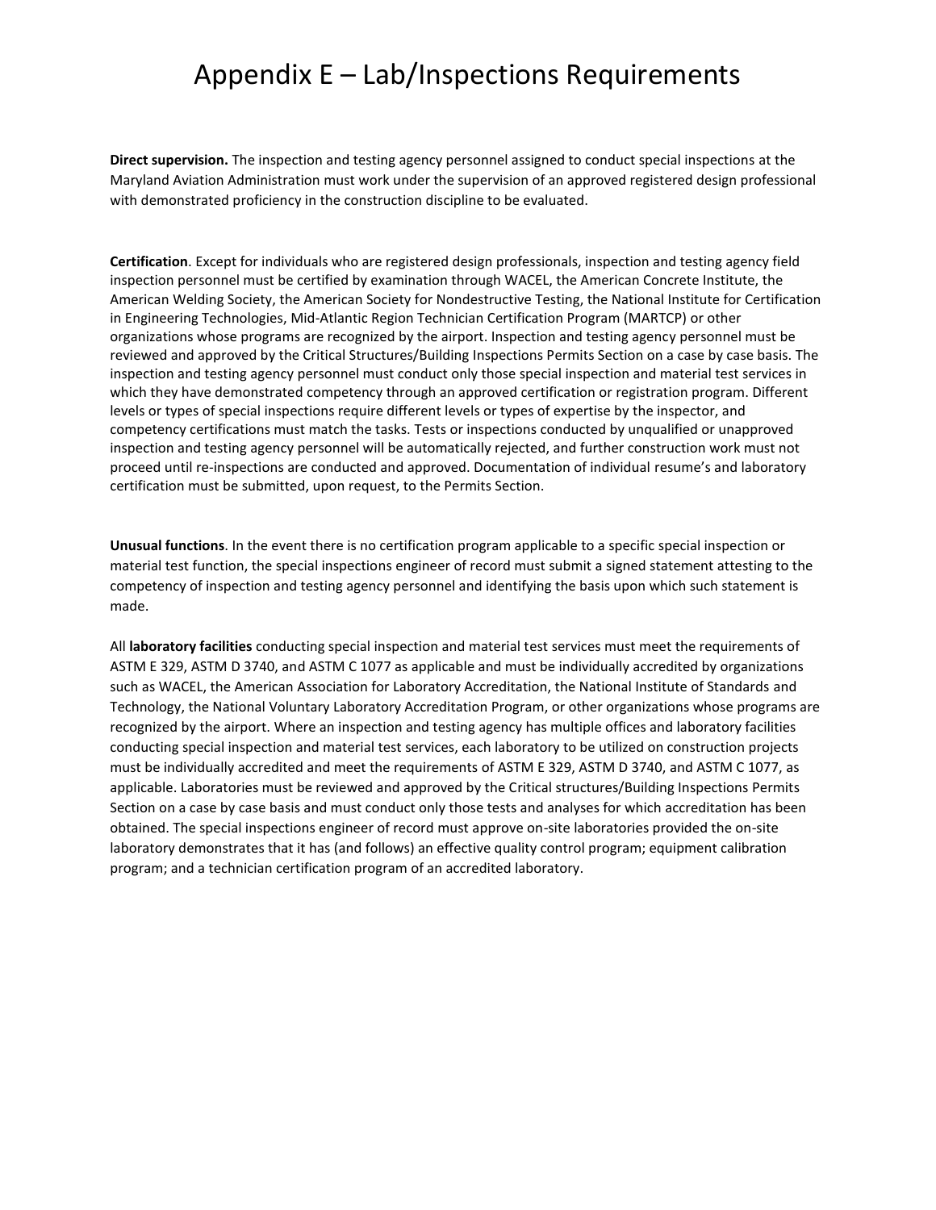# Appendix E – Lab/Inspections Requirements

**Direct supervision.** The inspection and testing agency personnel assigned to conduct special inspections at the Maryland Aviation Administration must work under the supervision of an approved registered design professional with demonstrated proficiency in the construction discipline to be evaluated.

**Certification**. Except for individuals who are registered design professionals, inspection and testing agency field inspection personnel must be certified by examination through WACEL, the American Concrete Institute, the American Welding Society, the American Society for Nondestructive Testing, the National Institute for Certification in Engineering Technologies, Mid-Atlantic Region Technician Certification Program (MARTCP) or other organizations whose programs are recognized by the airport. Inspection and testing agency personnel must be reviewed and approved by the Critical Structures/Building Inspections Permits Section on a case by case basis. The inspection and testing agency personnel must conduct only those special inspection and material test services in which they have demonstrated competency through an approved certification or registration program. Different levels or types of special inspections require different levels or types of expertise by the inspector, and competency certifications must match the tasks. Tests or inspections conducted by unqualified or unapproved inspection and testing agency personnel will be automatically rejected, and further construction work must not proceed until re-inspections are conducted and approved. Documentation of individual resume's and laboratory certification must be submitted, upon request, to the Permits Section.

**Unusual functions**. In the event there is no certification program applicable to a specific special inspection or material test function, the special inspections engineer of record must submit a signed statement attesting to the competency of inspection and testing agency personnel and identifying the basis upon which such statement is made.

All **laboratory facilities** conducting special inspection and material test services must meet the requirements of ASTM E 329, ASTM D 3740, and ASTM C 1077 as applicable and must be individually accredited by organizations such as WACEL, the American Association for Laboratory Accreditation, the National Institute of Standards and Technology, the National Voluntary Laboratory Accreditation Program, or other organizations whose programs are recognized by the airport. Where an inspection and testing agency has multiple offices and laboratory facilities conducting special inspection and material test services, each laboratory to be utilized on construction projects must be individually accredited and meet the requirements of ASTM E 329, ASTM D 3740, and ASTM C 1077, as applicable. Laboratories must be reviewed and approved by the Critical structures/Building Inspections Permits Section on a case by case basis and must conduct only those tests and analyses for which accreditation has been obtained. The special inspections engineer of record must approve on-site laboratories provided the on-site laboratory demonstrates that it has (and follows) an effective quality control program; equipment calibration program; and a technician certification program of an accredited laboratory.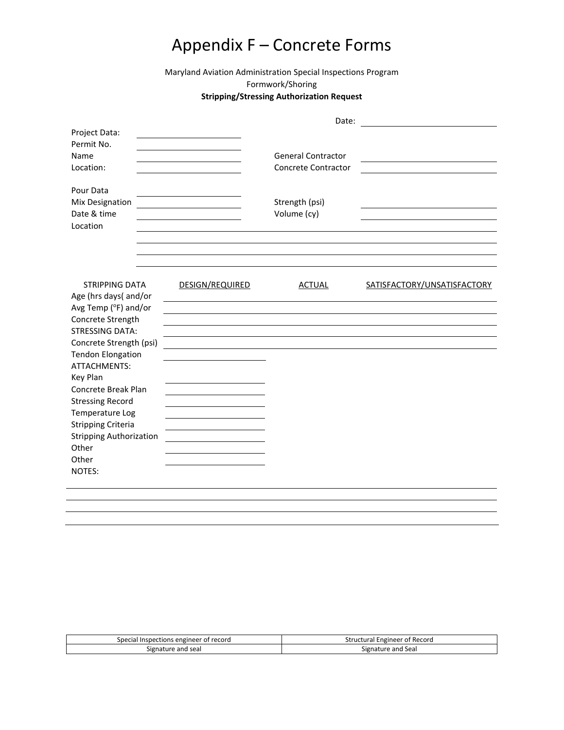# Appendix F – Concrete Forms

Maryland Aviation Administration Special Inspections Program

Formwork/Shoring

**Stripping/Stressing Authorization Request**

Date: ______________________

Project Data: ______________________

Permit No. ______________________

Name ______________________ General Contractor ______________________

Location: ______________________ Concrete Contractor ______________________

Pour Data ______________________

Mix Designation ______________________ Strength (psi) ______________________

Date & time ______________________ Volume (cy) ______________________

Location ______________________________________________

______________________________________________

______________________________________________

______________________________________________

| STRIPPING DATA | DESIGN/REQUIRED | ACTUAL | SATISFACTORY/UNSATISFACTORY |
|---|---|---|---|
| Age (hrs days( and/or | | | |
| Avg Temp (°F) and/or | | | |
| Concrete Strength | | | |
| STRESSING DATA: | | | |
| Concrete Strength (psi) | | | |
| Tendon Elongation | | | |

ATTACHMENTS:

Key Plan ______________________

Concrete Break Plan ______________________

Stressing Record ______________________

Temperature Log ______________________

Stripping Criteria ______________________

Stripping Authorization ______________________

Other ______________________

Other ______________________

NOTES:

______________________________________________

______________________________________________

______________________________________________

______________________________________________

| Special Inspections engineer of record | Structural Engineer of Record |
|---|---|
| Signature and seal | Signature and Seal |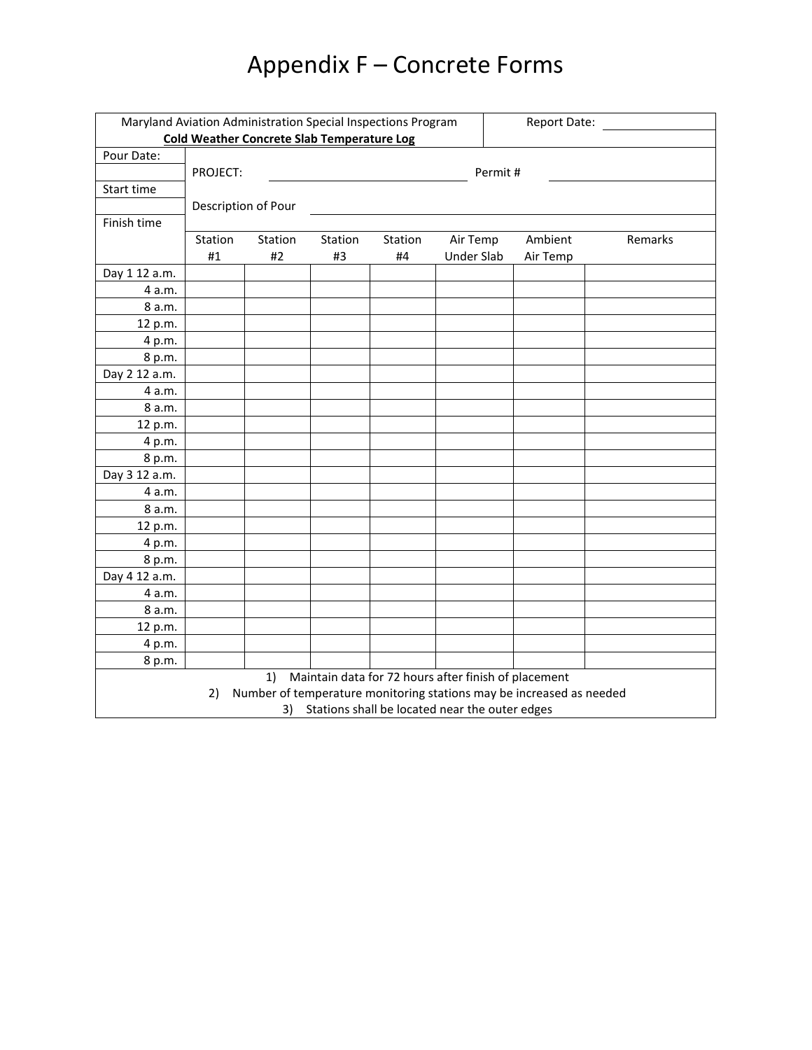# Appendix F – Concrete Forms

Maryland Aviation Administration Special Inspections Program

**Cold Weather Concrete Slab Temperature Log**

Report Date: \_\_\_\_\_\_\_\_\_\_

Pour Date:

PROJECT: \_\_\_\_\_\_\_\_\_\_ Permit # \_\_\_\_\_\_\_\_\_\_

Start time

Description of Pour \_\_\_\_\_\_\_\_\_\_

Finish time

| | Station #1 | Station #2 | Station #3 | Station #4 | Air Temp Under Slab | Ambient Air Temp | Remarks |
|---|---|---|---|---|---|---|---|
| Day 1 12 a.m. | | | | | | | |
| 4 a.m. | | | | | | | |
| 8 a.m. | | | | | | | |
| 12 p.m. | | | | | | | |
| 4 p.m. | | | | | | | |
| 8 p.m. | | | | | | | |
| Day 2 12 a.m. | | | | | | | |
| 4 a.m. | | | | | | | |
| 8 a.m. | | | | | | | |
| 12 p.m. | | | | | | | |
| 4 p.m. | | | | | | | |
| 8 p.m. | | | | | | | |
| Day 3 12 a.m. | | | | | | | |
| 4 a.m. | | | | | | | |
| 8 a.m. | | | | | | | |
| 12 p.m. | | | | | | | |
| 4 p.m. | | | | | | | |
| 8 p.m. | | | | | | | |
| Day 4 12 a.m. | | | | | | | |
| 4 a.m. | | | | | | | |
| 8 a.m. | | | | | | | |
| 12 p.m. | | | | | | | |
| 4 p.m. | | | | | | | |
| 8 p.m. | | | | | | | |

1) Maintain data for 72 hours after finish of placement
2) Number of temperature monitoring stations may be increased as needed
3) Stations shall be located near the outer edges